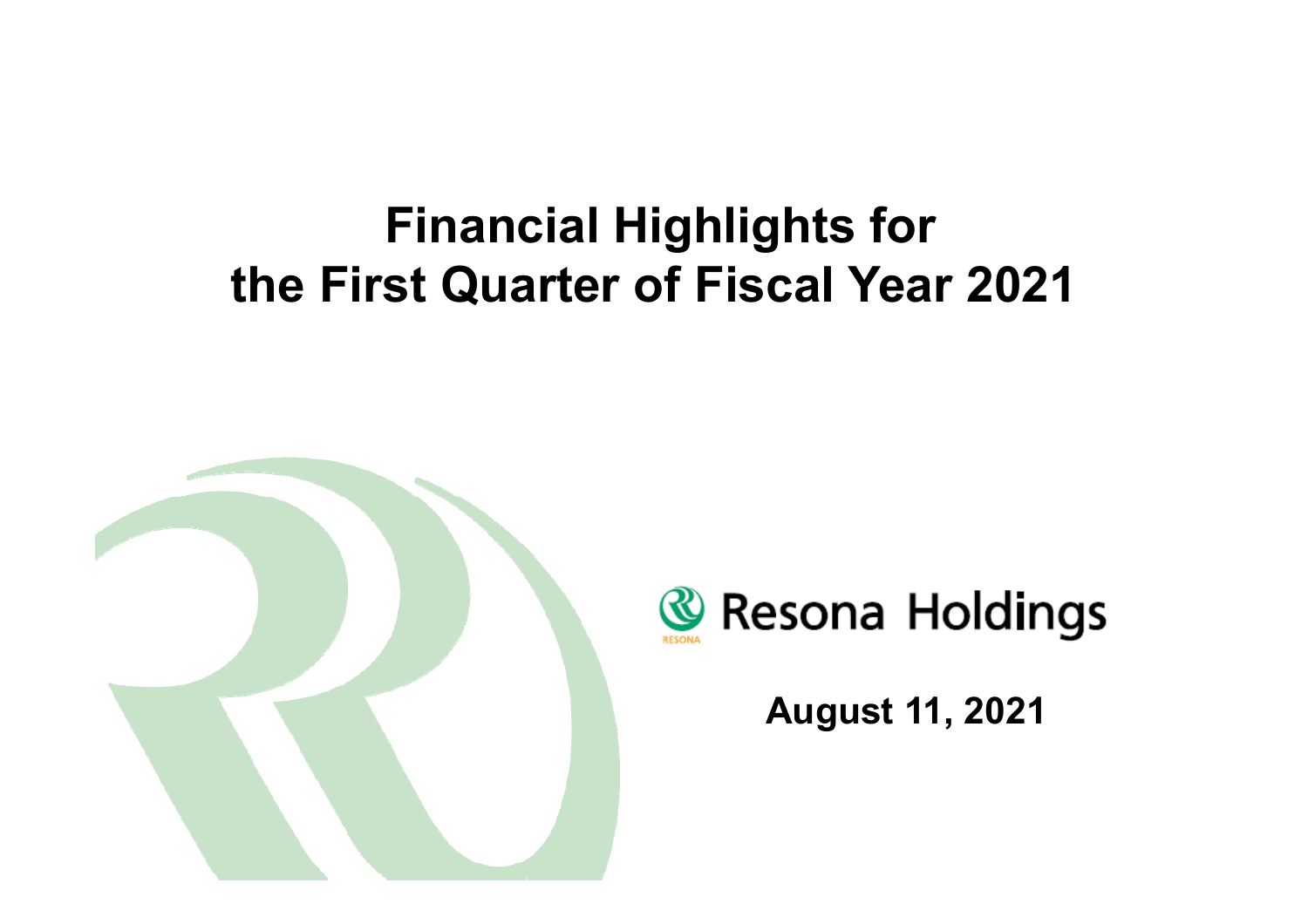# Financial Highlights for the First Quarter of Fiscal Year 2021

Resona Holdings

**August 11, 2021**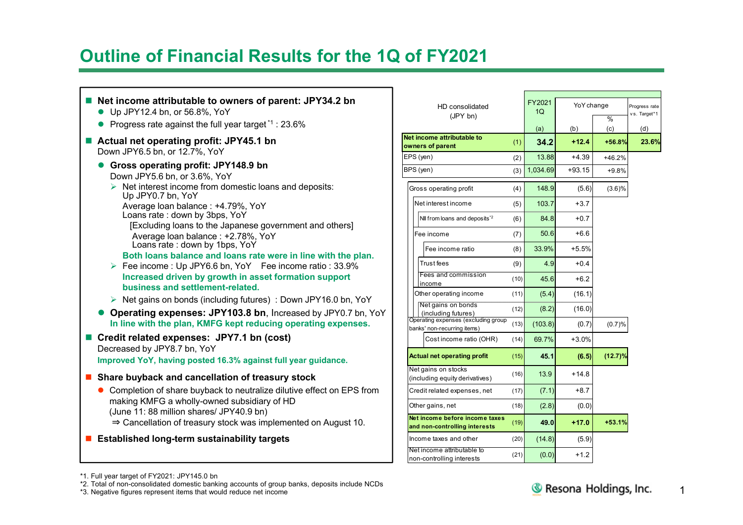# Outline of Financial Results for the 1Q of FY2021

- **Net income attributable to owners of parent: JPY34.2 bn**
  - Up JPY12.4 bn, or 56.8%, YoY
  - Progress rate against the full year target [*1] : 23.6%
- **Actual net operating profit: JPY45.1 bn**
  Down JPY6.5 bn, or 12.7%, YoY
  - **Gross operating profit: JPY148.9 bn**
    Down JPY5.6 bn, or 3.6%, YoY
    - Net interest income from domestic loans and deposits: Up JPY0.7 bn, YoY
      Average loan balance : +4.79%, YoY
      Loans rate : down by 3bps, YoY
      [Excluding loans to the Japanese government and others]
      Average loan balance : +2.78%, YoY
      Loans rate : down by 1bps, YoY
      **Both loans balance and loans rate were in line with the plan.**
    - Fee income : Up JPY6.6 bn, YoY　Fee income ratio : 33.9%
      **Increased driven by growth in asset formation support business and settlement-related.**
    - Net gains on bonds (including futures) : Down JPY16.0 bn, YoY
  - **Operating expenses: JPY103.8 bn**, Increased by JPY0.7 bn, YoY
    **In line with the plan, KMFG kept reducing operating expenses.**
- **Credit related expenses: JPY7.1 bn (cost)**
  Decreased by JPY8.7 bn, YoY
  **Improved YoY, having posted 16.3% against full year guidance.**
- **Share buyback and cancellation of treasury stock**
  - Completion of share buyback to neutralize dilutive effect on EPS from making KMFG a wholly-owned subsidiary of HD
    (June 11: 88 million shares/ JPY40.9 bn)
    ⇒ Cancellation of treasury stock was implemented on August 10.
- **Established long-term sustainability targets**

| HD consolidated (JPY bn) | | FY2021 1Q (a) | YoY change (b) | % (c) | Progress rate vs. Target*1 (d) |
|---|---|---|---|---|---|
| **Net income attributable to owners of parent** | (1) | **34.2** | **+12.4** | **+56.8%** | **23.6%** |
| EPS (yen) | (2) | 13.88 | +4.39 | +46.2% | |
| BPS (yen) | (3) | 1,034.69 | +93.15 | +9.8% | |
| Gross operating profit | (4) | 148.9 | (5.6) | (3.6)% | |
| Net interest income | (5) | 103.7 | +3.7 | | |
| NII from loans and deposits [*2] | (6) | 84.8 | +0.7 | | |
| Fee income | (7) | 50.6 | +6.6 | | |
| Fee income ratio | (8) | 33.9% | +5.5% | | |
| Trust fees | (9) | 4.9 | +0.4 | | |
| Fees and commission income | (10) | 45.6 | +6.2 | | |
| Other operating income | (11) | (5.4) | (16.1) | | |
| Net gains on bonds (including futures) | (12) | (8.2) | (16.0) | | |
| Operating expenses (excluding group banks' non-recurring items) | (13) | (103.8) | (0.7) | (0.7)% | |
| Cost income ratio (OHR) | (14) | 69.7% | +3.0% | | |
| **Actual net operating profit** | (15) | **45.1** | **(6.5)** | **(12.7)%** | |
| Net gains on stocks (including equity derivatives) | (16) | 13.9 | +14.8 | | |
| Credit related expenses, net | (17) | (7.1) | +8.7 | | |
| Other gains, net | (18) | (2.8) | (0.0) | | |
| **Net income before income taxes and non-controlling interests** | (19) | **49.0** | **+17.0** | **+53.1%** | |
| Income taxes and other | (20) | (14.8) | (5.9) | | |
| Net income attributable to non-controlling interests | (21) | (0.0) | +1.2 | | |

*1. Full year target of FY2021: JPY145.0 bn
*2. Total of non-consolidated domestic banking accounts of group banks, deposits include NCDs
*3. Negative figures represent items that would reduce net income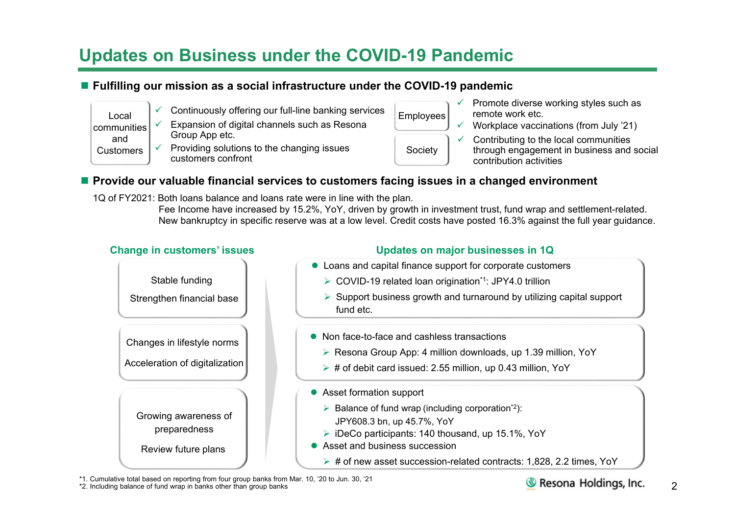# Updates on Business under the COVID-19 Pandemic

## Fulfilling our mission as a social infrastructure under the COVID-19 pandemic

**Local communities and Customers**
- ✓ Continuously offering our full-line banking services
- ✓ Expansion of digital channels such as Resona Group App etc.
- ✓ Providing solutions to the changing issues customers confront

**Employees**
- ✓ Promote diverse working styles such as remote work etc.
- ✓ Workplace vaccinations (from July '21)

**Society**
- ✓ Contributing to the local communities through engagement in business and social contribution activities

## Provide our valuable financial services to customers facing issues in a changed environment

1Q of FY2021: Both loans balance and loans rate were in line with the plan.
Fee Income have increased by 15.2%, YoY, driven by growth in investment trust, fund wrap and settlement-related.
New bankruptcy in specific reserve was at a low level. Credit costs have posted 16.3% against the full year guidance.

| Change in customers' issues | Updates on major businesses in 1Q |
|---|---|
| Stable funding<br>Strengthen financial base | ● Loans and capital finance support for corporate customers<br>➢ COVID-19 related loan origination[*1]: JPY4.0 trillion<br>➢ Support business growth and turnaround by utilizing capital support fund etc. |
| Changes in lifestyle norms<br>Acceleration of digitalization | ● Non face-to-face and cashless transactions<br>➢ Resona Group App: 4 million downloads, up 1.39 million, YoY<br>➢ # of debit card issued: 2.55 million, up 0.43 million, YoY |
| Growing awareness of preparedness<br>Review future plans | ● Asset formation support<br>➢ Balance of fund wrap (including corporation[*2]): JPY608.3 bn, up 45.7%, YoY<br>➢ iDeCo participants: 140 thousand, up 15.1%, YoY<br>● Asset and business succession<br>➢ # of new asset succession-related contracts: 1,828, 2.2 times, YoY |

*1. Cumulative total based on reporting from four group banks from Mar. 10, '20 to Jun. 30, '21
*2. Including balance of fund wrap in banks other than group banks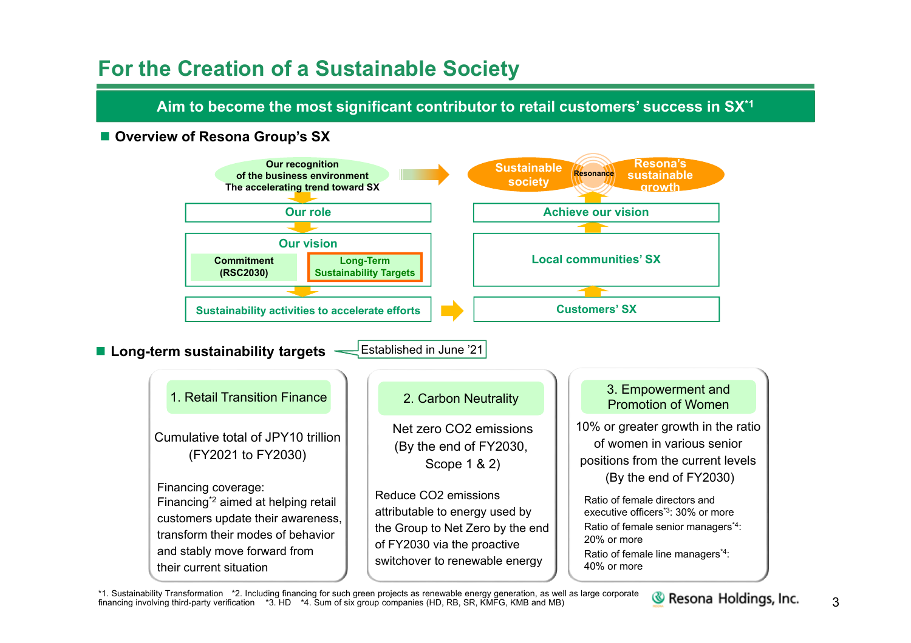# For the Creation of a Sustainable Society

**Aim to become the most significant contributor to retail customers' success in SX[*1]**

## ■ Overview of Resona Group's SX

Our recognition of the business environment
The accelerating trend toward SX

→ Sustainable society — Resonance — Resona's sustainable growth

Our role ↓

Our vision
- Commitment (RSC2030)
- Long-Term Sustainability Targets

↓

Sustainability activities to accelerate efforts → Customers' SX ↑ Local communities' SX ↑ Achieve our vision ↑

## ■ Long-term sustainability targets

Established in June '21

### 1. Retail Transition Finance

Cumulative total of JPY10 trillion (FY2021 to FY2030)

Financing coverage:
Financing[*2] aimed at helping retail customers update their awareness, transform their modes of behavior and stably move forward from their current situation

### 2. Carbon Neutrality

Net zero $CO_2$ emissions (By the end of FY2030, Scope 1 & 2)

Reduce $CO_2$ emissions attributable to energy used by the Group to Net Zero by the end of FY2030 via the proactive switchover to renewable energy

### 3. Empowerment and Promotion of Women

10% or greater growth in the ratio of women in various senior positions from the current levels (By the end of FY2030)

- Ratio of female directors and executive officers[*3]: 30% or more
- Ratio of female senior managers[*4]: 20% or more
- Ratio of female line managers[*4]: 40% or more

*1. Sustainability Transformation *2. Including financing for such green projects as renewable energy generation, as well as large corporate financing involving third-party verification *3. HD *4. Sum of six group companies (HD, RB, SR, KMFG, KMB and MB)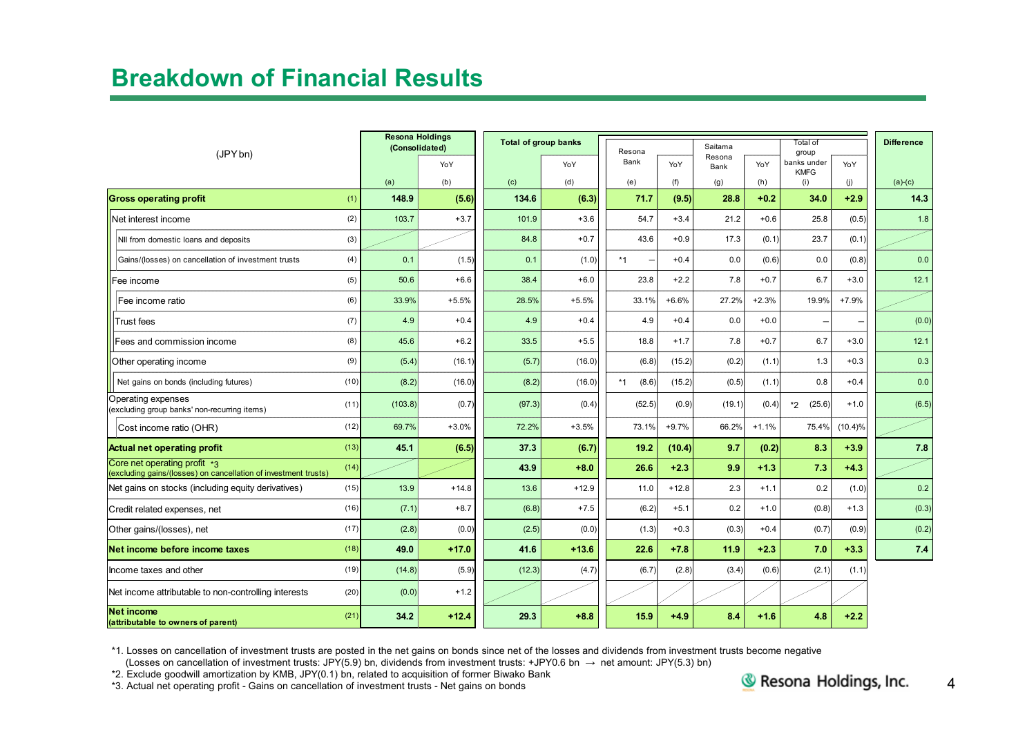## Breakdown of Financial Results

| (JPY bn) | | Resona Holdings (Consolidated) | YoY | Total of group banks | YoY | Resona Bank | YoY | Saitama Resona Bank | YoY | Total of group banks under KMFG | YoY | Difference |
|---|---|---|---|---|---|---|---|---|---|---|---|---|
| | | (a) | (b) | (c) | (d) | (e) | (f) | (g) | (h) | (i) | (j) | (a)-(c) |
| **Gross operating profit** | (1) | **148.9** | **(5.6)** | **134.6** | **(6.3)** | **71.7** | **(9.5)** | **28.8** | **+0.2** | **34.0** | **+2.9** | **14.3** |
| Net interest income | (2) | 103.7 | +3.7 | 101.9 | +3.6 | 54.7 | +3.4 | 21.2 | +0.6 | 25.8 | (0.5) | 1.8 |
| NII from domestic loans and deposits | (3) | | | 84.8 | +0.7 | 43.6 | +0.9 | 17.3 | (0.1) | 23.7 | (0.1) | |
| Gains/(losses) on cancellation of investment trusts | (4) | 0.1 | (1.5) | 0.1 | (1.0) | *1 — | +0.4 | 0.0 | (0.6) | 0.0 | (0.8) | 0.0 |
| Fee income | (5) | 50.6 | +6.6 | 38.4 | +6.0 | 23.8 | +2.2 | 7.8 | +0.7 | 6.7 | +3.0 | 12.1 |
| Fee income ratio | (6) | 33.9% | +5.5% | 28.5% | +5.5% | 33.1% | +6.6% | 27.2% | +2.3% | 19.9% | +7.9% | |
| Trust fees | (7) | 4.9 | +0.4 | 4.9 | +0.4 | 4.9 | +0.4 | 0.0 | +0.0 | — | — | (0.0) |
| Fees and commission income | (8) | 45.6 | +6.2 | 33.5 | +5.5 | 18.8 | +1.7 | 7.8 | +0.7 | 6.7 | +3.0 | 12.1 |
| Other operating income | (9) | (5.4) | (16.1) | (5.7) | (16.0) | (6.8) | (15.2) | (0.2) | (1.1) | 1.3 | +0.3 | 0.3 |
| Net gains on bonds (including futures) | (10) | (8.2) | (16.0) | (8.2) | (16.0) | *1 (8.6) | (15.2) | (0.5) | (1.1) | 0.8 | +0.4 | 0.0 |
| Operating expenses (excluding group banks' non-recurring items) | (11) | (103.8) | (0.7) | (97.3) | (0.4) | (52.5) | (0.9) | (19.1) | (0.4) | *2 (25.6) | +1.0 | (6.5) |
| Cost income ratio (OHR) | (12) | 69.7% | +3.0% | 72.2% | +3.5% | 73.1% | +9.7% | 66.2% | +1.1% | 75.4% | (10.4)% | |
| **Actual net operating profit** | (13) | **45.1** | **(6.5)** | **37.3** | **(6.7)** | **19.2** | **(10.4)** | **9.7** | **(0.2)** | **8.3** | **+3.9** | **7.8** |
| Core net operating profit *3 (excluding gains/(losses) on cancellation of investment trusts) | (14) | | | **43.9** | **+8.0** | **26.6** | **+2.3** | **9.9** | **+1.3** | **7.3** | **+4.3** | |
| Net gains on stocks (including equity derivatives) | (15) | 13.9 | +14.8 | 13.6 | +12.9 | 11.0 | +12.8 | 2.3 | +1.1 | 0.2 | (1.0) | 0.2 |
| Credit related expenses, net | (16) | (7.1) | +8.7 | (6.8) | +7.5 | (6.2) | +5.1 | 0.2 | +1.0 | (0.8) | +1.3 | (0.3) |
| Other gains/(losses), net | (17) | (2.8) | (0.0) | (2.5) | (0.0) | (1.3) | +0.3 | (0.3) | +0.4 | (0.7) | (0.9) | (0.2) |
| **Net income before income taxes** | (18) | **49.0** | **+17.0** | **41.6** | **+13.6** | **22.6** | **+7.8** | **11.9** | **+2.3** | **7.0** | **+3.3** | **7.4** |
| Income taxes and other | (19) | (14.8) | (5.9) | (12.3) | (4.7) | (6.7) | (2.8) | (3.4) | (0.6) | (2.1) | (1.1) | |
| Net income attributable to non-controlling interests | (20) | (0.0) | +1.2 | | | | | | | | | |
| **Net income (attributable to owners of parent)** | (21) | **34.2** | **+12.4** | **29.3** | **+8.8** | **15.9** | **+4.9** | **8.4** | **+1.6** | **4.8** | **+2.2** | |

*1. Losses on cancellation of investment trusts are posted in the net gains on bonds since net of the losses and dividends from investment trusts become negative (Losses on cancellation of investment trusts: JPY(5.9) bn, dividends from investment trusts: +JPY0.6 bn → net amount: JPY(5.3) bn)

*2. Exclude goodwill amortization by KMB, JPY(0.1) bn, related to acquisition of former Biwako Bank

*3. Actual net operating profit - Gains on cancellation of investment trusts - Net gains on bonds

Resona Holdings, Inc.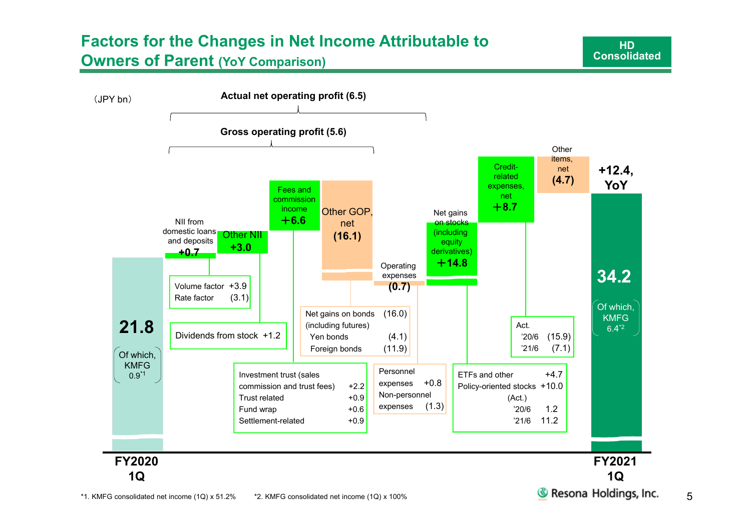# Factors for the Changes in Net Income Attributable to Owners of Parent (YoY Comparison)

HD Consolidated

(JPY bn)

**Actual net operating profit (6.5)**

**Gross operating profit (5.6)**

| Item | Amount |
| --- | --- |
| FY2020 1Q | **21.8** (Of which, KMFG 0.9[*1]) |
| NII from domestic loans and deposits | **+0.7** |
| Other NII | **+3.0** |
| Fees and commission income | **+6.6** |
| Other GOP, net | **(16.1)** |
| Operating expenses | **(0.7)** |
| Net gains on stocks (including equity derivatives) | **+14.8** |
| Credit-related expenses, net | **+8.7** |
| Other items, net | **(4.7)** |
| FY2021 1Q | **34.2** (Of which, KMFG 6.4[*2]) |

**+12.4, YoY**

NII from domestic loans and deposits:
- Volume factor +3.9
- Rate factor (3.1)

Other NII:
- Dividends from stock +1.2

Fees and commission income:

| | |
| --- | --- |
| Investment trust (sales commission and trust fees) | +2.2 |
| Trust related | +0.9 |
| Fund wrap | +0.6 |
| Settlement-related | +0.9 |

Other GOP, net:

| | |
| --- | --- |
| Net gains on bonds (including futures) | (16.0) |
| Yen bonds | (4.1) |
| Foreign bonds | (11.9) |

Operating expenses:

| | |
| --- | --- |
| Personnel expenses | +0.8 |
| Non-personnel expenses | (1.3) |

Net gains on stocks (including equity derivatives):

| | |
| --- | --- |
| ETFs and other | +4.7 |
| Policy-oriented stocks | +10.0 |
| (Act.) '20/6 | 1.2 |
| '21/6 | 11.2 |

Credit-related expenses, net:

| Act. | |
| --- | --- |
| '20/6 | (15.9) |
| '21/6 | (7.1) |

*1. KMFG consolidated net income (1Q) x 51.2%  *2. KMFG consolidated net income (1Q) x 100%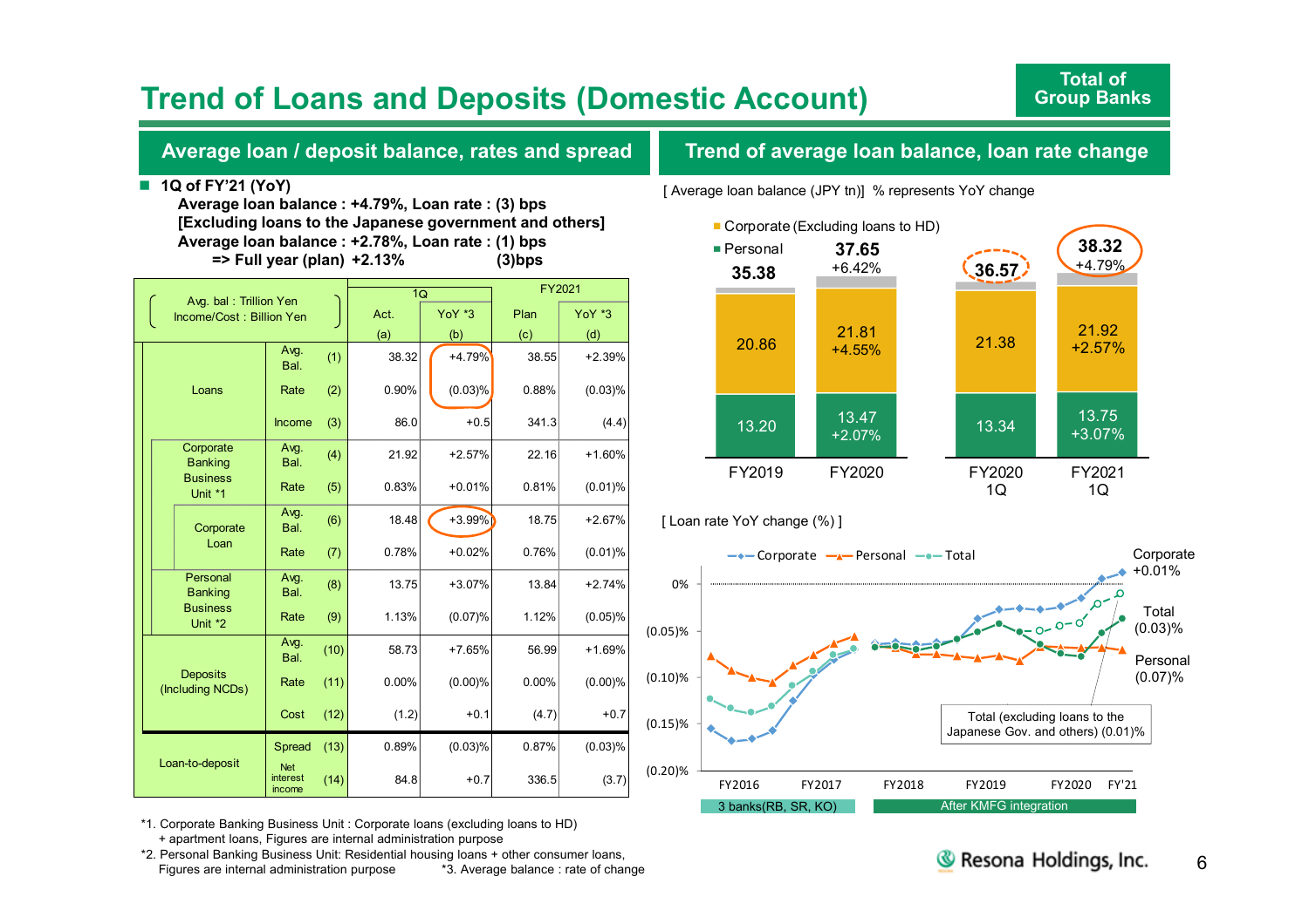# Trend of Loans and Deposits (Domestic Account)

Total of Group Banks

## Average loan / deposit balance, rates and spread

- **1Q of FY'21 (YoY)**
  **Average loan balance : +4.79%, Loan rate : (3) bps**
  **[Excluding loans to the Japanese government and others]**
  **Average loan balance : +2.78%, Loan rate : (1) bps**
  **=> Full year (plan) +2.13% (3)bps**

| ( Avg. bal : Trillion Yen Income/Cost : Billion Yen ) | | | | 1Q Act. (a) | 1Q YoY *3 (b) | FY2021 Plan (c) | FY2021 YoY *3 (d) |
|---|---|---|---|---|---|---|---|
| Loans | | Avg. Bal. | (1) | 38.32 | +4.79% | 38.55 | +2.39% |
| | | Rate | (2) | 0.90% | (0.03)% | 0.88% | (0.03)% |
| | | Income | (3) | 86.0 | +0.5 | 341.3 | (4.4) |
| | Corporate Banking Business Unit *1 | Avg. Bal. | (4) | 21.92 | +2.57% | 22.16 | +1.60% |
| | | Rate | (5) | 0.83% | +0.01% | 0.81% | (0.01)% |
| | Corporate Loan | Avg. Bal. | (6) | 18.48 | +3.99% | 18.75 | +2.67% |
| | | Rate | (7) | 0.78% | +0.02% | 0.76% | (0.01)% |
| | Personal Banking Business Unit *2 | Avg. Bal. | (8) | 13.75 | +3.07% | 13.84 | +2.74% |
| | | Rate | (9) | 1.13% | (0.07)% | 1.12% | (0.05)% |
| Deposits (Including NCDs) | | Avg. Bal. | (10) | 58.73 | +7.65% | 56.99 | +1.69% |
| | | Rate | (11) | 0.00% | (0.00)% | 0.00% | (0.00)% |
| | | Cost | (12) | (1.2) | +0.1 | (4.7) | +0.7 |
| Loan-to-deposit | | Spread | (13) | 0.89% | (0.03)% | 0.87% | (0.03)% |
| | | Net interest income | (14) | 84.8 | +0.7 | 336.5 | (3.7) |

*1. Corporate Banking Business Unit : Corporate loans (excluding loans to HD) + apartment loans, Figures are internal administration purpose
*2. Personal Banking Business Unit: Residential housing loans + other consumer loans, Figures are internal administration purpose
*3. Average balance : rate of change

## Trend of average loan balance, loan rate change

[ Average loan balance (JPY tn)] % represents YoY change

| | FY2019 | FY2020 | FY2020 1Q | FY2021 1Q |
|---|---|---|---|---|
| Total | 35.38 | 37.65 (+6.42%) | 36.57 | 38.32 (+4.79%) |
| Corporate (Excluding loans to HD) | 20.86 | 21.81 (+4.55%) | 21.38 | 21.92 (+2.57%) |
| Personal | 13.20 | 13.47 (+2.07%) | 13.34 | 13.75 (+3.07%) |

[ Loan rate YoY change (%) ]

Legend: Corporate, Personal, Total

Corporate +0.01%
Total (0.03)%
Personal (0.07)%
Total (excluding loans to the Japanese Gov. and others) (0.01)%

Y-axis: 0%, (0.05)%, (0.10)%, (0.15)%, (0.20)%
X-axis: FY2016, FY2017, FY2018, FY2019, FY2020, FY'21

3 banks(RB, SR, KO) | After KMFG integration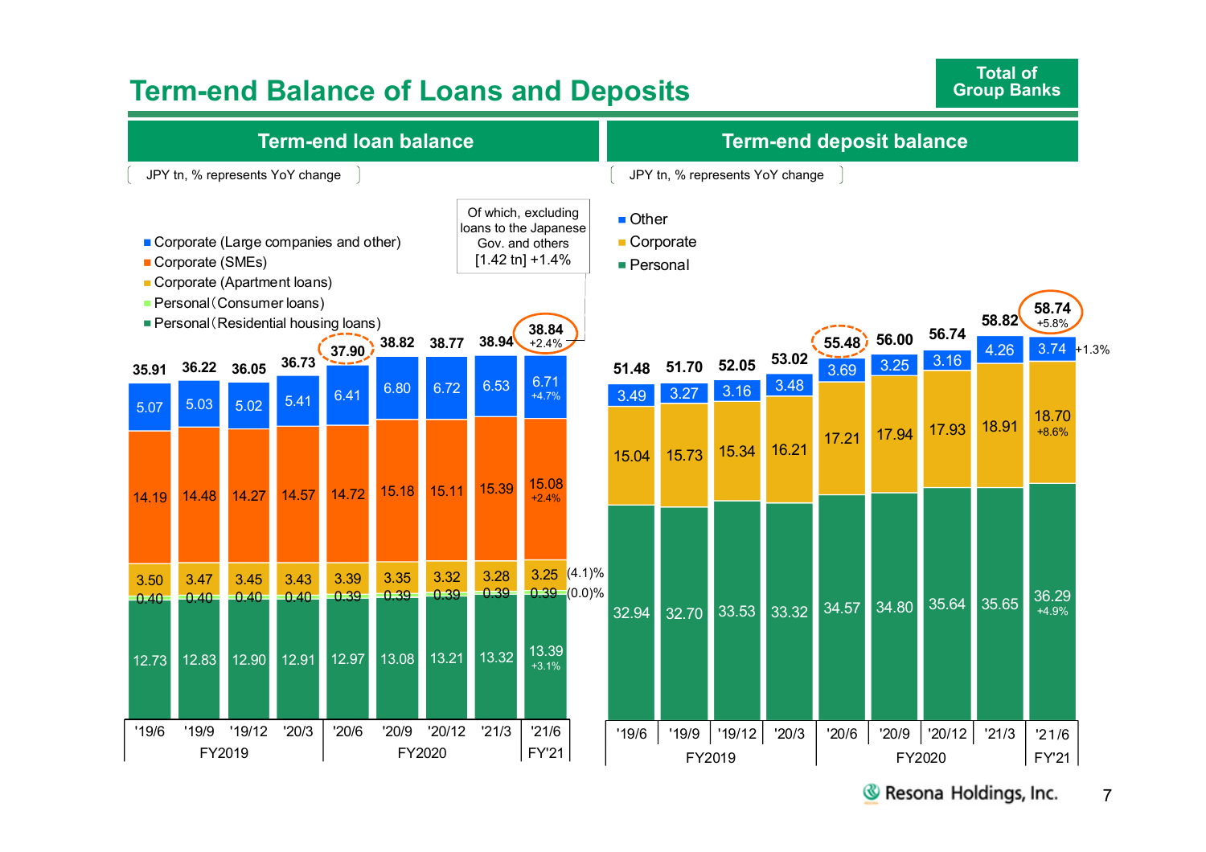# Term-end Balance of Loans and Deposits

**Total of Group Banks**

## Term-end loan balance

JPY tn, % represents YoY change

| | '19/6 | '19/9 | '19/12 | '20/3 | '20/6 | '20/9 | '20/12 | '21/3 | '21/6 |
|---|---|---|---|---|---|---|---|---|---|
| | FY2019 | | | | FY2020 | | | | FY'21 |
| Corporate (Large companies and other) | 5.07 | 5.03 | 5.02 | 5.41 | 6.41 | 6.80 | 6.72 | 6.53 | 6.71 (+4.7%) |
| Corporate (SMEs) | 14.19 | 14.48 | 14.27 | 14.57 | 14.72 | 15.18 | 15.11 | 15.39 | 15.08 (+2.4%) |
| Corporate (Apartment loans) | 3.50 | 3.47 | 3.45 | 3.43 | 3.39 | 3.35 | 3.32 | 3.28 | 3.25 ((4.1)%) |
| Personal (Consumer loans) | 0.40 | 0.40 | 0.40 | 0.40 | 0.39 | 0.39 | 0.39 | 0.39 | 0.39 ((0.0)%) |
| Personal (Residential housing loans) | 12.73 | 12.83 | 12.90 | 12.91 | 12.97 | 13.08 | 13.21 | 13.32 | 13.39 (+3.1%) |
| Total | 35.91 | 36.22 | 36.05 | 36.73 | 37.90 | 38.82 | 38.77 | 38.94 | 38.84 (+2.4%) |

Of which, excluding loans to the Japanese Gov. and others [1.42 tn] +1.4%

## Term-end deposit balance

JPY tn, % represents YoY change

| | '19/6 | '19/9 | '19/12 | '20/3 | '20/6 | '20/9 | '20/12 | '21/3 | '21/6 |
|---|---|---|---|---|---|---|---|---|---|
| | FY2019 | | | | FY2020 | | | | FY'21 |
| Other | 3.49 | 3.27 | 3.16 | 3.48 | 3.69 | 3.25 | 3.16 | 4.26 | 3.74 (+1.3%) |
| Corporate | 15.04 | 15.73 | 15.34 | 16.21 | 17.21 | 17.94 | 17.93 | 18.91 | 18.70 (+8.6%) |
| Personal | 32.94 | 32.70 | 33.53 | 33.32 | 34.57 | 34.80 | 35.64 | 35.65 | 36.29 (+4.9%) |
| Total | 51.48 | 51.70 | 52.05 | 53.02 | 55.48 | 56.00 | 56.74 | 58.82 | 58.74 (+5.8%) |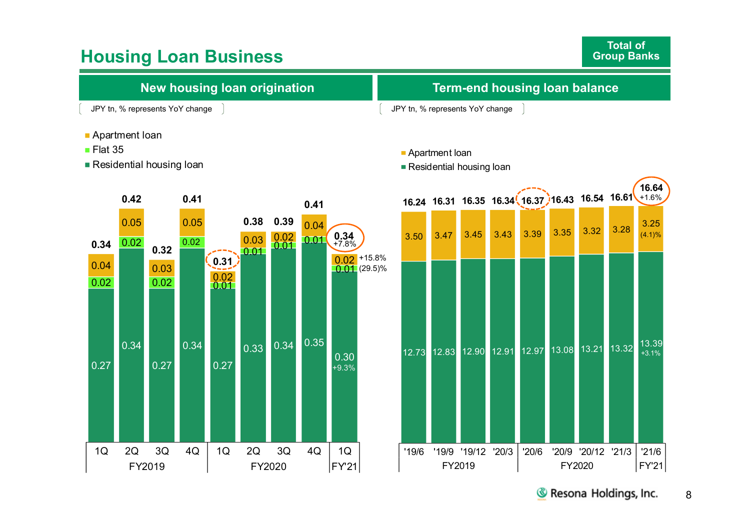# Housing Loan Business

Total of Group Banks

## New housing loan origination

JPY tn, % represents YoY change

| | FY2019 1Q | FY2019 2Q | FY2019 3Q | FY2019 4Q | FY2020 1Q | FY2020 2Q | FY2020 3Q | FY2020 4Q | FY'21 1Q |
|---|---|---|---|---|---|---|---|---|---|
| Apartment loan | 0.04 | 0.05 | 0.03 | 0.05 | 0.02 | 0.03 | 0.02 | 0.04 | 0.02 (+15.8%) |
| Flat 35 | 0.02 | 0.02 | 0.02 | 0.02 | 0.01 | 0.01 | 0.01 | 0.01 | 0.01 ((29.5)%) |
| Residential housing loan | 0.27 | 0.34 | 0.27 | 0.34 | 0.27 | 0.33 | 0.34 | 0.35 | 0.30 (+9.3%) |
| Total | 0.34 | 0.42 | 0.32 | 0.41 | 0.31 | 0.38 | 0.39 | 0.41 | 0.34 (+7.8%) |

## Term-end housing loan balance

JPY tn, % represents YoY change

| | '19/6 | '19/9 | '19/12 | '20/3 | '20/6 | '20/9 | '20/12 | '21/3 | '21/6 |
|---|---|---|---|---|---|---|---|---|---|
| | FY2019 | | | | FY2020 | | | | FY'21 |
| Apartment loan | 3.50 | 3.47 | 3.45 | 3.43 | 3.39 | 3.35 | 3.32 | 3.28 | 3.25 ((4.1)%) |
| Residential housing loan | 12.73 | 12.83 | 12.90 | 12.91 | 12.97 | 13.08 | 13.21 | 13.32 | 13.39 (+3.1%) |
| Total | 16.24 | 16.31 | 16.35 | 16.34 | 16.37 | 16.43 | 16.54 | 16.61 | 16.64 (+1.6%) |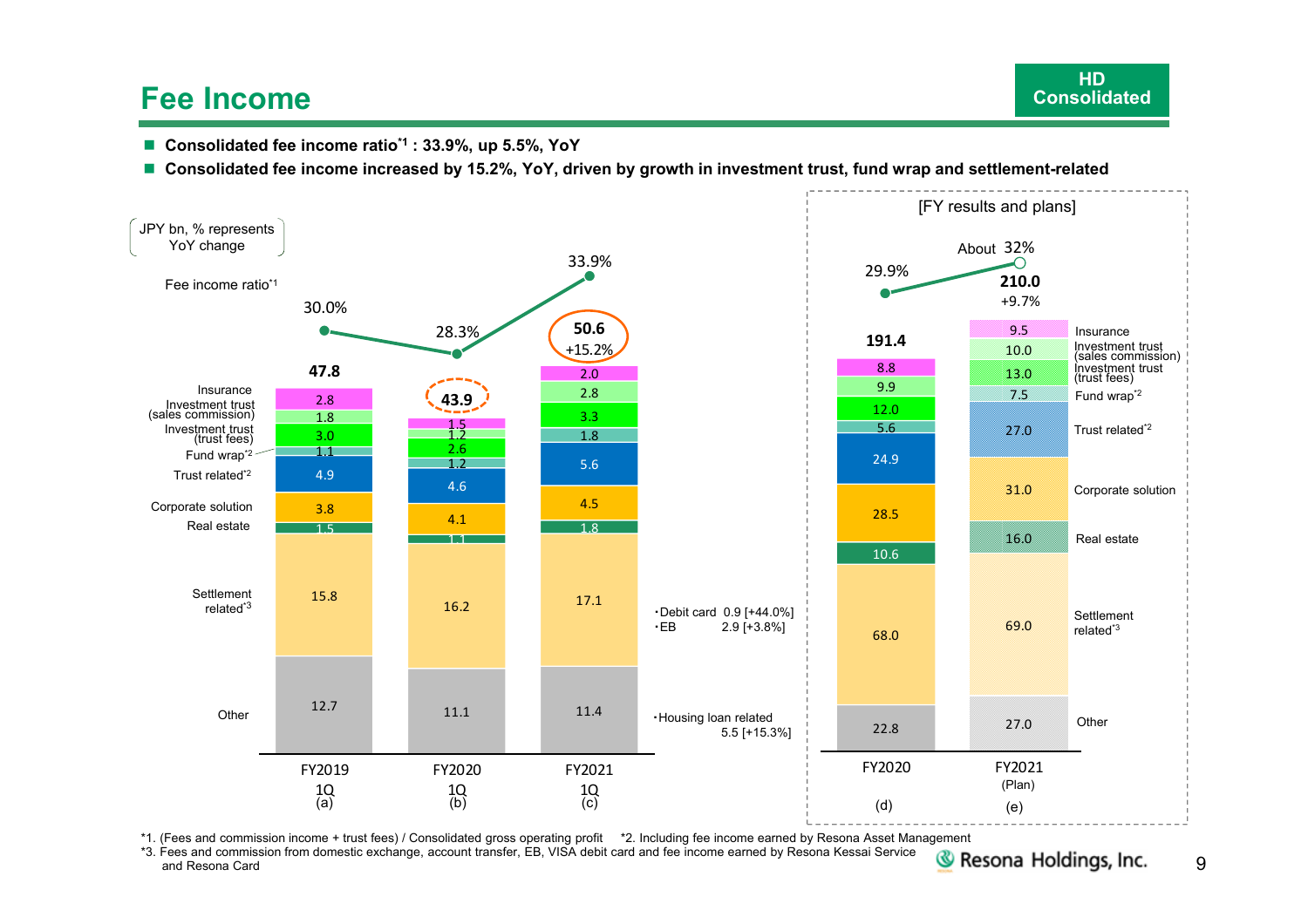# Fee Income

**HD Consolidated**

- **Consolidated fee income ratio[*1] : 33.9%, up 5.5%, YoY**
- **Consolidated fee income increased by 15.2%, YoY, driven by growth in investment trust, fund wrap and settlement-related**

(JPY bn, % represents YoY change)

| | FY2019 1Q (a) | FY2020 1Q (b) | FY2021 1Q (c) | FY2020 (d) | FY2021 (Plan) (e) |
|---|---|---|---|---|---|
| Fee income ratio[*1] | 30.0% | 28.3% | 33.9% | 29.9% | About 32% |
| Total | 47.8 | 43.9 | 50.6 (+15.2%) | 191.4 | 210.0 (+9.7%) |
| Insurance | 2.8 | 1.5 | 2.0 | 8.8 | 9.5 |
| Investment trust (sales commission) | 1.8 | 1.2 | 2.8 | 9.9 | 10.0 |
| Investment trust (trust fees) | 3.0 | 2.6 | 3.3 | 12.0 | 13.0 |
| Fund wrap[*2] | 1.1 | 1.2 | 1.8 | 5.6 | 7.5 |
| Trust related[*2] | 4.9 | 4.6 | 5.6 | 24.9 | 27.0 |
| Corporate solution | 3.8 | 4.1 | 4.5 | 28.5 | 31.0 |
| Real estate | 1.5 | 1.1 | 1.8 | 10.6 | 16.0 |
| Settlement related[*3] | 15.8 | 16.2 | 17.1 | 68.0 | 69.0 |
| Other | 12.7 | 11.1 | 11.4 | 22.8 | 27.0 |

FY2021 1Q Settlement related:
- Debit card 0.9 [+44.0%]
- EB 2.9 [+3.8%]

FY2021 1Q Other:
- Housing loan related 5.5 [+15.3%]

[FY results and plans]

*1. (Fees and commission income + trust fees) / Consolidated gross operating profit *2. Including fee income earned by Resona Asset Management
*3. Fees and commission from domestic exchange, account transfer, EB, VISA debit card and fee income earned by Resona Kessai Service and Resona Card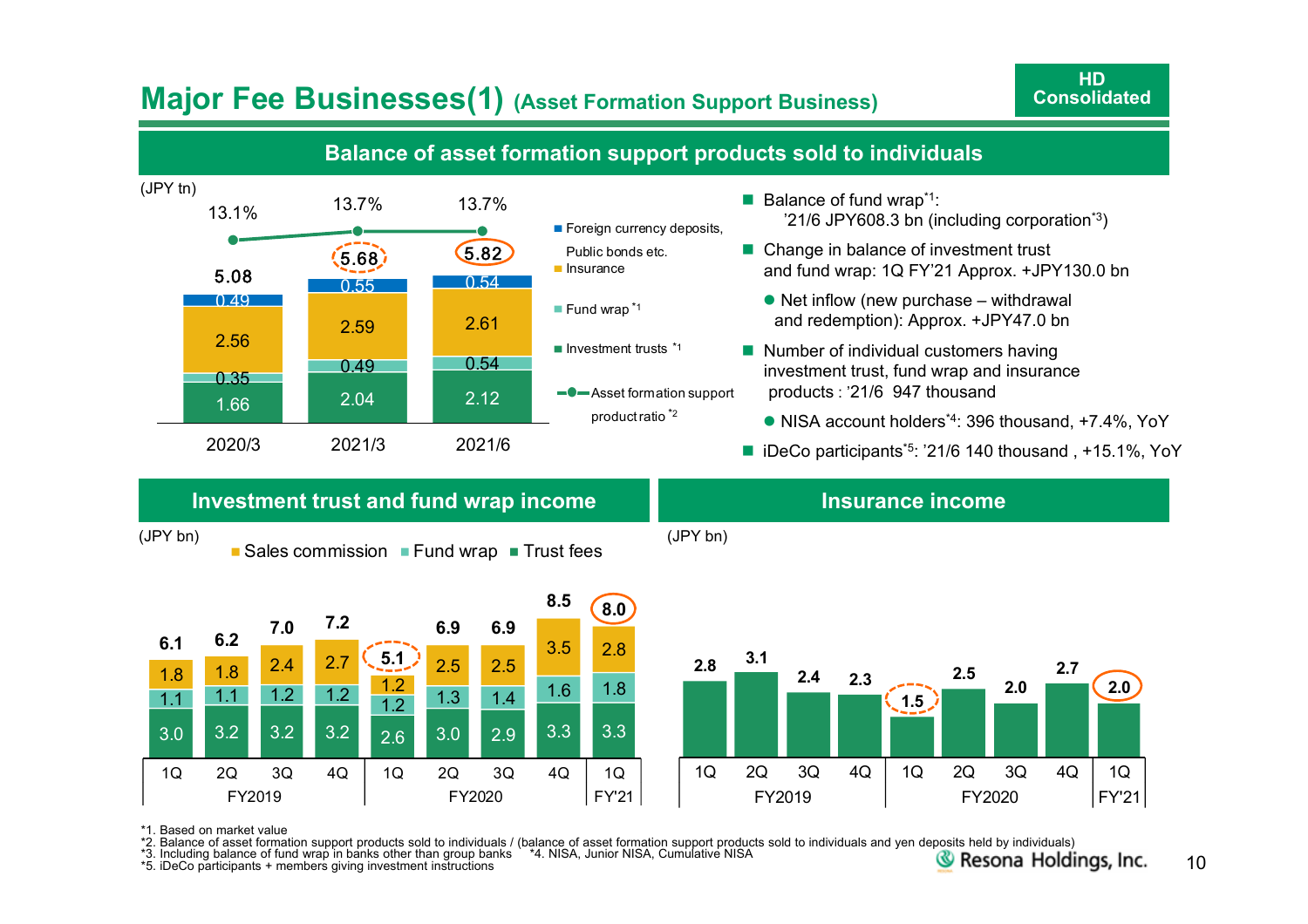# Major Fee Businesses(1) (Asset Formation Support Business)

HD Consolidated

## Balance of asset formation support products sold to individuals

(JPY tn)

| | 2020/3 | 2021/3 | 2021/6 |
|---|---|---|---|
| Foreign currency deposits, Public bonds etc. | 0.49 | 0.55 | 0.54 |
| Insurance | 2.56 | 2.59 | 2.61 |
| Fund wrap *1 | 0.35 | 0.49 | 0.54 |
| Investment trusts *1 | 1.66 | 2.04 | 2.12 |
| Total | 5.08 | 5.68 | 5.82 |
| Asset formation support product ratio *2 | 13.1% | 13.7% | 13.7% |

- Balance of fund wrap*1: '21/6 JPY608.3 bn (including corporation*3)
- Change in balance of investment trust and fund wrap: 1Q FY'21 Approx. +JPY130.0 bn
  - Net inflow (new purchase – withdrawal and redemption): Approx. +JPY47.0 bn
- Number of individual customers having investment trust, fund wrap and insurance products : '21/6 947 thousand
  - NISA account holders*4: 396 thousand, +7.4%, YoY
- iDeCo participants*5: '21/6 140 thousand , +15.1%, YoY

## Investment trust and fund wrap income

(JPY bn)

| | FY2019 1Q | FY2019 2Q | FY2019 3Q | FY2019 4Q | FY2020 1Q | FY2020 2Q | FY2020 3Q | FY2020 4Q | FY'21 1Q |
|---|---|---|---|---|---|---|---|---|---|
| Sales commission | 1.8 | 1.8 | 2.4 | 2.7 | 1.2 | 2.5 | 2.5 | 3.5 | 2.8 |
| Fund wrap | 1.1 | 1.1 | 1.2 | 1.2 | 1.2 | 1.3 | 1.4 | 1.6 | 1.8 |
| Trust fees | 3.0 | 3.2 | 3.2 | 3.2 | 2.6 | 3.0 | 2.9 | 3.3 | 3.3 |
| Total | 6.1 | 6.2 | 7.0 | 7.2 | 5.1 | 6.9 | 6.9 | 8.5 | 8.0 |

## Insurance income

(JPY bn)

| | FY2019 1Q | FY2019 2Q | FY2019 3Q | FY2019 4Q | FY2020 1Q | FY2020 2Q | FY2020 3Q | FY2020 4Q | FY'21 1Q |
|---|---|---|---|---|---|---|---|---|---|
| Insurance income | 2.8 | 3.1 | 2.4 | 2.3 | 1.5 | 2.5 | 2.0 | 2.7 | 2.0 |

*1. Based on market value
*2. Balance of asset formation support products sold to individuals / (balance of asset formation support products sold to individuals and yen deposits held by individuals)
*3. Including balance of fund wrap in banks other than group banks *4. NISA, Junior NISA, Cumulative NISA
*5. iDeCo participants + members giving investment instructions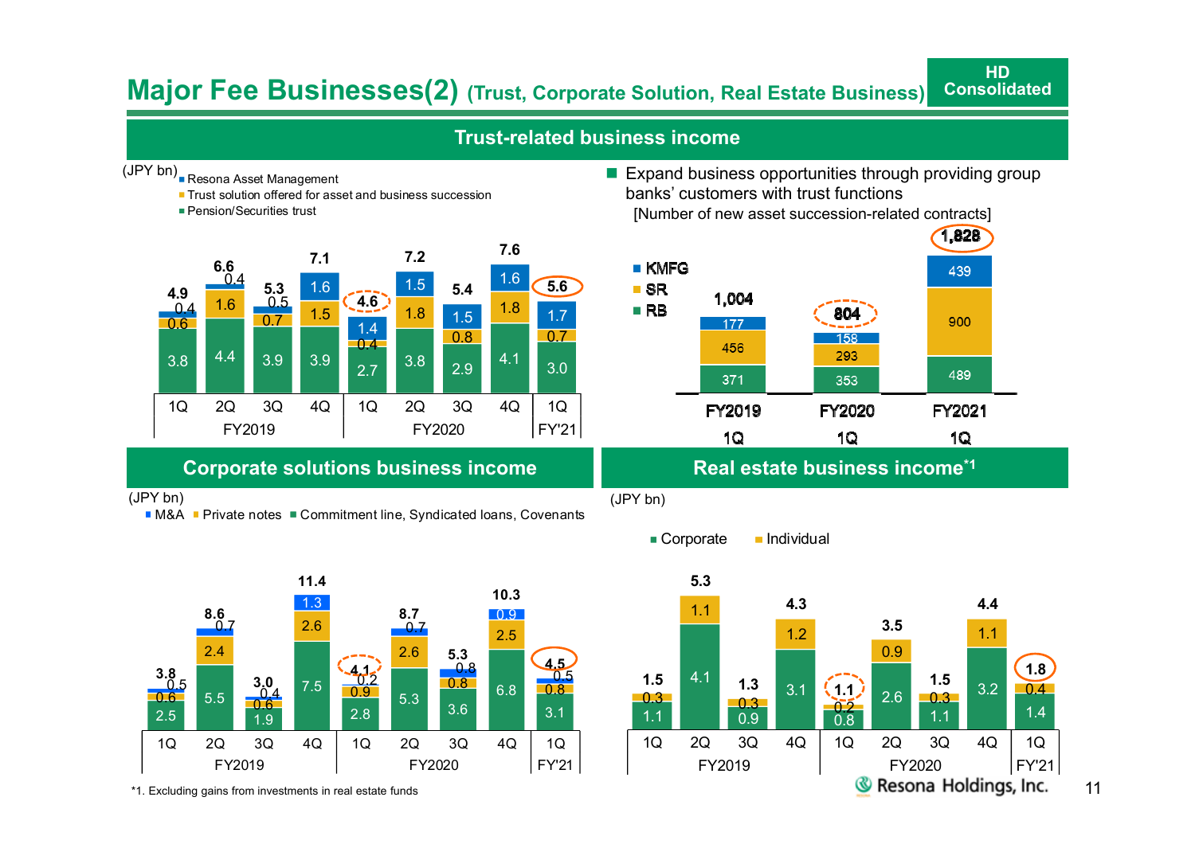# Major Fee Businesses(2) (Trust, Corporate Solution, Real Estate Business)

HD Consolidated

## Trust-related business income

(JPY bn)

| | FY2019 1Q | FY2019 2Q | FY2019 3Q | FY2019 4Q | FY2020 1Q | FY2020 2Q | FY2020 3Q | FY2020 4Q | FY'21 1Q |
|---|---|---|---|---|---|---|---|---|---|
| Resona Asset Management | 0.4 | 0.4 | 0.5 | 1.6 | 1.4 | 1.5 | 1.5 | 1.6 | 1.7 |
| Trust solution offered for asset and business succession | 0.6 | 1.6 | 0.7 | 1.5 | 0.4 | 1.8 | 0.8 | 1.8 | 0.7 |
| Pension/Securities trust | 3.8 | 4.4 | 3.9 | 3.9 | 2.7 | 3.8 | 2.9 | 4.1 | 3.0 |
| Total | 4.9 | 6.6 | 5.3 | 7.1 | 4.6 | 7.2 | 5.4 | 7.6 | 5.6 |

- Expand business opportunities through providing group banks' customers with trust functions

[Number of new asset succession-related contracts]

| | FY2019 1Q | FY2020 1Q | FY2021 1Q |
|---|---|---|---|
| KMFG | 177 | 158 | 439 |
| SR | 456 | 293 | 900 |
| RB | 371 | 353 | 489 |
| Total | 1,004 | 804 | 1,828 |

## Corporate solutions business income

(JPY bn)

| | FY2019 1Q | FY2019 2Q | FY2019 3Q | FY2019 4Q | FY2020 1Q | FY2020 2Q | FY2020 3Q | FY2020 4Q | FY'21 1Q |
|---|---|---|---|---|---|---|---|---|---|
| M&A | 0.5 | 0.7 | 0.4 | 1.3 | 0.2 | 0.7 | 0.8 | 0.9 | 0.5 |
| Private notes | 0.6 | 2.4 | 0.6 | 2.6 | 0.9 | 2.6 | 0.8 | 2.5 | 0.8 |
| Commitment line, Syndicated loans, Covenants | 2.5 | 5.5 | 1.9 | 7.5 | 2.8 | 5.3 | 3.6 | 6.8 | 3.1 |
| Total | 3.8 | 8.6 | 3.0 | 11.4 | 4.1 | 8.7 | 5.3 | 10.3 | 4.5 |

## Real estate business income[*1]

(JPY bn)

| | FY2019 1Q | FY2019 2Q | FY2019 3Q | FY2019 4Q | FY2020 1Q | FY2020 2Q | FY2020 3Q | FY2020 4Q | FY'21 1Q |
|---|---|---|---|---|---|---|---|---|---|
| Individual | 0.3 | 1.1 | 0.3 | 1.2 | 0.2 | 0.9 | 0.3 | 1.1 | 0.4 |
| Corporate | 1.1 | 4.1 | 0.9 | 3.1 | 0.8 | 2.6 | 1.1 | 3.2 | 1.4 |
| Total | 1.5 | 5.3 | 1.3 | 4.3 | 1.1 | 3.5 | 1.5 | 4.4 | 1.8 |

*1. Excluding gains from investments in real estate funds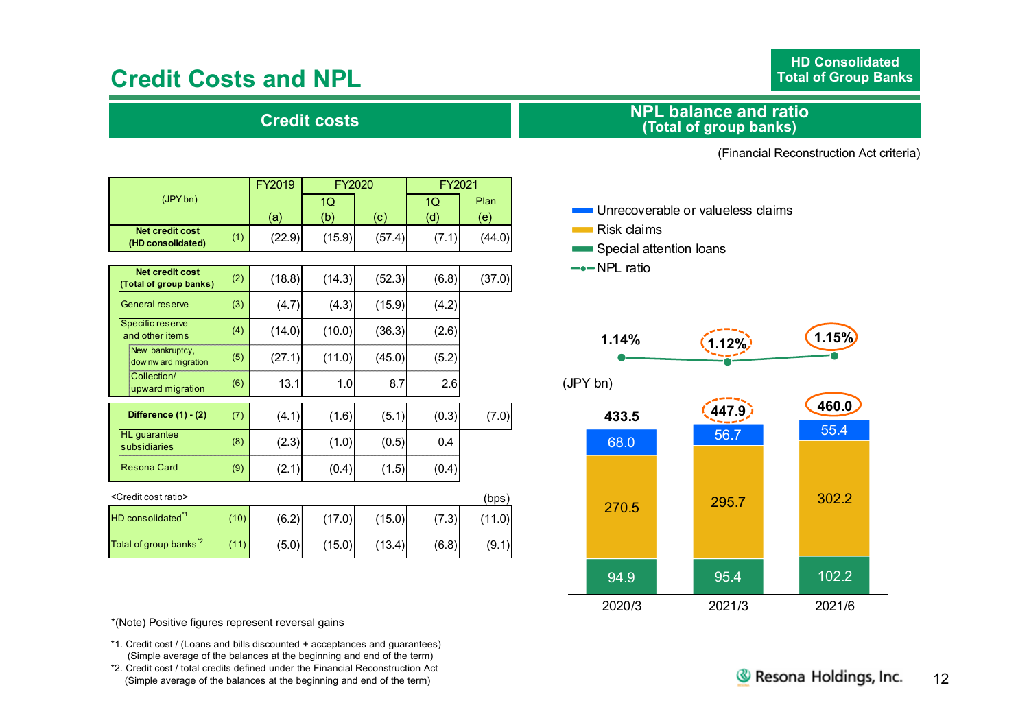# Credit Costs and NPL

HD Consolidated
Total of Group Banks

## Credit costs

| (JPY bn) | | FY2019 | FY2020 | | FY2021 | |
|---|---|---|---|---|---|---|
| | | | 1Q | | 1Q | Plan |
| | | (a) | (b) | (c) | (d) | (e) |
| **Net credit cost (HD consolidated)** | (1) | (22.9) | (15.9) | (57.4) | (7.1) | (44.0) |
| **Net credit cost (Total of group banks)** | (2) | (18.8) | (14.3) | (52.3) | (6.8) | (37.0) |
| General reserve | (3) | (4.7) | (4.3) | (15.9) | (4.2) | |
| Specific reserve and other items | (4) | (14.0) | (10.0) | (36.3) | (2.6) | |
| New bankruptcy, downward migration | (5) | (27.1) | (11.0) | (45.0) | (5.2) | |
| Collection/ upward migration | (6) | 13.1 | 1.0 | 8.7 | 2.6 | |
| **Difference (1) - (2)** | (7) | (4.1) | (1.6) | (5.1) | (0.3) | (7.0) |
| HL guarantee subsidiaries | (8) | (2.3) | (1.0) | (0.5) | 0.4 | |
| Resona Card | (9) | (2.1) | (0.4) | (1.5) | (0.4) | |

<Credit cost ratio> (bps)

| | | FY2019 (a) | FY2020 1Q (b) | FY2020 (c) | FY2021 1Q (d) | FY2021 Plan (e) |
|---|---|---|---|---|---|---|
| HD consolidated[*1] | (10) | (6.2) | (17.0) | (15.0) | (7.3) | (11.0) |
| Total of group banks[*2] | (11) | (5.0) | (15.0) | (13.4) | (6.8) | (9.1) |

*(Note) Positive figures represent reversal gains

*1. Credit cost / (Loans and bills discounted + acceptances and guarantees)
(Simple average of the balances at the beginning and end of the term)

*2. Credit cost / total credits defined under the Financial Reconstruction Act
(Simple average of the balances at the beginning and end of the term)

## NPL balance and ratio (Total of group banks)

(Financial Reconstruction Act criteria)

(JPY bn)

| | 2020/3 | 2021/3 | 2021/6 |
|---|---|---|---|
| Unrecoverable or valueless claims | 68.0 | 56.7 | 55.4 |
| Risk claims | 270.5 | 295.7 | 302.2 |
| Special attention loans | 94.9 | 95.4 | 102.2 |
| Total | 433.5 | 447.9 | 460.0 |
| NPL ratio | 1.14% | 1.12% | 1.15% |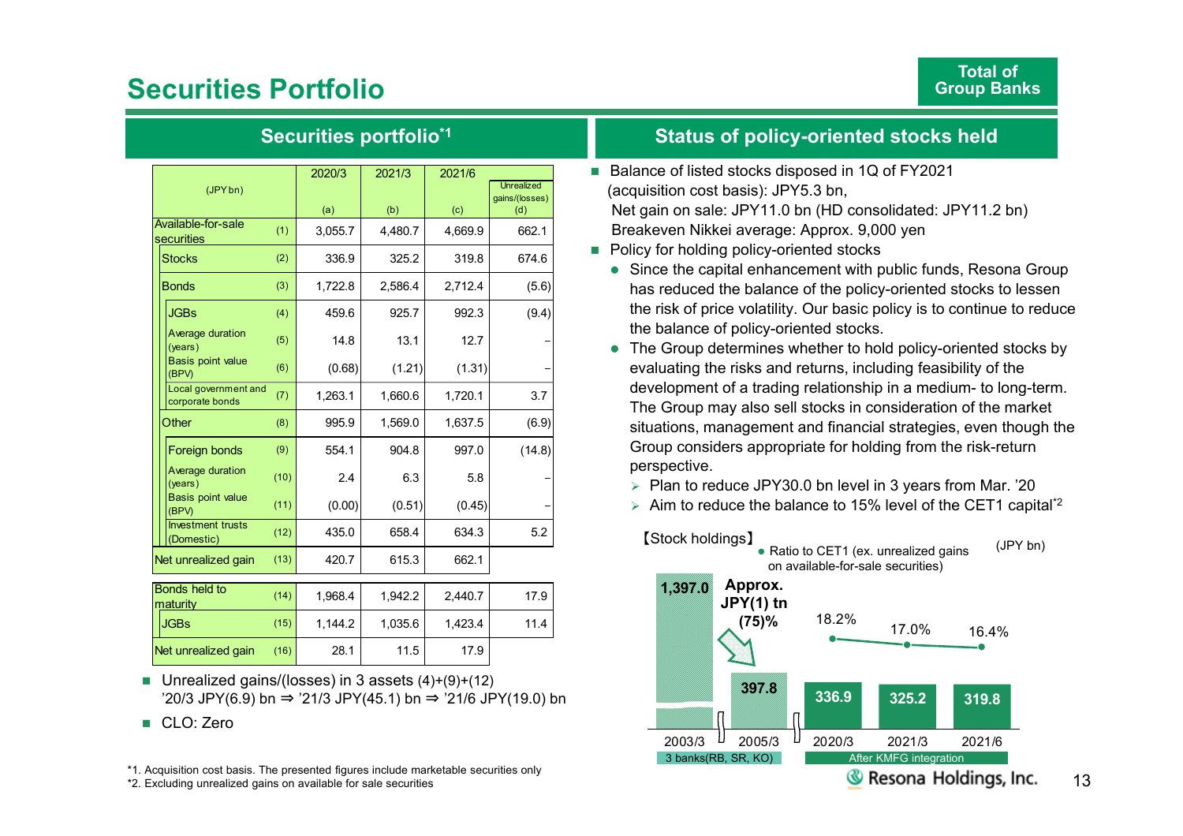# Securities Portfolio

**Total of Group Banks**

## Securities portfolio[*1]

| (JPY bn) | | 2020/3 (a) | 2021/3 (b) | 2021/6 (c) | Unrealized gains/(losses) (d) |
|---|---|---|---|---|---|
| Available-for-sale securities | (1) | 3,055.7 | 4,480.7 | 4,669.9 | 662.1 |
| Stocks | (2) | 336.9 | 325.2 | 319.8 | 674.6 |
| Bonds | (3) | 1,722.8 | 2,586.4 | 2,712.4 | (5.6) |
| JGBs | (4) | 459.6 | 925.7 | 992.3 | (9.4) |
| Average duration (years) | (5) | 14.8 | 13.1 | 12.7 | – |
| Basis point value (BPV) | (6) | (0.68) | (1.21) | (1.31) | – |
| Local government and corporate bonds | (7) | 1,263.1 | 1,660.6 | 1,720.1 | 3.7 |
| Other | (8) | 995.9 | 1,569.0 | 1,637.5 | (6.9) |
| Foreign bonds | (9) | 554.1 | 904.8 | 997.0 | (14.8) |
| Average duration (years) | (10) | 2.4 | 6.3 | 5.8 | – |
| Basis point value (BPV) | (11) | (0.00) | (0.51) | (0.45) | – |
| Investment trusts (Domestic) | (12) | 435.0 | 658.4 | 634.3 | 5.2 |
| Net unrealized gain | (13) | 420.7 | 615.3 | 662.1 | |
| Bonds held to maturity | (14) | 1,968.4 | 1,942.2 | 2,440.7 | 17.9 |
| JGBs | (15) | 1,144.2 | 1,035.6 | 1,423.4 | 11.4 |
| Net unrealized gain | (16) | 28.1 | 11.5 | 17.9 | |

- Unrealized gains/(losses) in 3 assets (4)+(9)+(12)
  '20/3 JPY(6.9) bn ⇒ '21/3 JPY(45.1) bn ⇒ '21/6 JPY(19.0) bn
- CLO: Zero

## Status of policy-oriented stocks held

- Balance of listed stocks disposed in 1Q of FY2021 (acquisition cost basis): JPY5.3 bn,
  Net gain on sale: JPY11.0 bn (HD consolidated: JPY11.2 bn)
  Breakeven Nikkei average: Approx. 9,000 yen
- Policy for holding policy-oriented stocks
  - Since the capital enhancement with public funds, Resona Group has reduced the balance of the policy-oriented stocks to lessen the risk of price volatility. Our basic policy is to continue to reduce the balance of policy-oriented stocks.
  - The Group determines whether to hold policy-oriented stocks by evaluating the risks and returns, including feasibility of the development of a trading relationship in a medium- to long-term. The Group may also sell stocks in consideration of the market situations, management and financial strategies, even though the Group considers appropriate for holding from the risk-return perspective.
    - Plan to reduce JPY30.0 bn level in 3 years from Mar. '20
    - Aim to reduce the balance to 15% level of the CET1 capital[*2]

【Stock holdings】 (JPY bn)

● Ratio to CET1 (ex. unrealized gains on available-for-sale securities)

| | 2003/3 | 2005/3 | 2020/3 | 2021/3 | 2021/6 |
|---|---|---|---|---|---|
| Stock holdings | 1,397.0 | 397.8 | 336.9 | 325.2 | 319.8 |
| Ratio to CET1 | | | 18.2% | 17.0% | 16.4% |

Approx. JPY(1) tn (75)%

3 banks(RB, SR, KO) | After KMFG integration

*1. Acquisition cost basis. The presented figures include marketable securities only
*2. Excluding unrealized gains on available for sale securities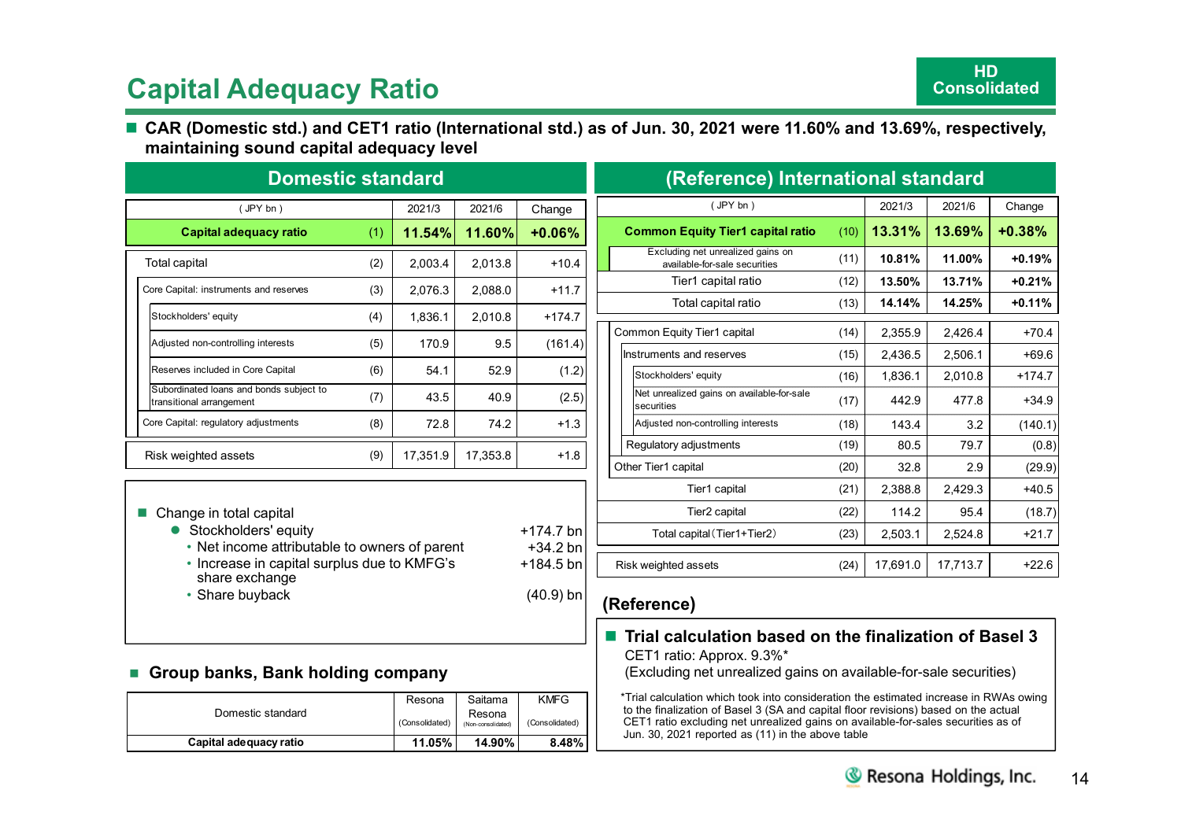# Capital Adequacy Ratio

HD Consolidated

- **CAR (Domestic std.) and CET1 ratio (International std.) as of Jun. 30, 2021 were 11.60% and 13.69%, respectively, maintaining sound capital adequacy level**

## Domestic standard

| ( JPY bn ) | | 2021/3 | 2021/6 | Change |
|---|---|---|---|---|
| **Capital adequacy ratio** | (1) | **11.54%** | **11.60%** | **+0.06%** |
| Total capital | (2) | 2,003.4 | 2,013.8 | +10.4 |
| Core Capital: instruments and reserves | (3) | 2,076.3 | 2,088.0 | +11.7 |
| Stockholders' equity | (4) | 1,836.1 | 2,010.8 | +174.7 |
| Adjusted non-controlling interests | (5) | 170.9 | 9.5 | (161.4) |
| Reserves included in Core Capital | (6) | 54.1 | 52.9 | (1.2) |
| Subordinated loans and bonds subject to transitional arrangement | (7) | 43.5 | 40.9 | (2.5) |
| Core Capital: regulatory adjustments | (8) | 72.8 | 74.2 | +1.3 |
| Risk weighted assets | (9) | 17,351.9 | 17,353.8 | +1.8 |

- Change in total capital
  - Stockholders' equity — +174.7 bn
    - Net income attributable to owners of parent — +34.2 bn
    - Increase in capital surplus due to KMFG's share exchange — +184.5 bn
    - Share buyback — (40.9) bn

- **Group banks, Bank holding company**

| Domestic standard | Resona (Consolidated) | Saitama Resona (Non-consolidated) | KMFG (Consolidated) |
|---|---|---|---|
| **Capital adequacy ratio** | **11.05%** | **14.90%** | **8.48%** |

## (Reference) International standard

| ( JPY bn ) | | 2021/3 | 2021/6 | Change |
|---|---|---|---|---|
| **Common Equity Tier1 capital ratio** | (10) | **13.31%** | **13.69%** | **+0.38%** |
| Excluding net unrealized gains on available-for-sale securities | (11) | **10.81%** | **11.00%** | **+0.19%** |
| Tier1 capital ratio | (12) | **13.50%** | **13.71%** | **+0.21%** |
| Total capital ratio | (13) | **14.14%** | **14.25%** | **+0.11%** |
| Common Equity Tier1 capital | (14) | 2,355.9 | 2,426.4 | +70.4 |
| Instruments and reserves | (15) | 2,436.5 | 2,506.1 | +69.6 |
| Stockholders' equity | (16) | 1,836.1 | 2,010.8 | +174.7 |
| Net unrealized gains on available-for-sale securities | (17) | 442.9 | 477.8 | +34.9 |
| Adjusted non-controlling interests | (18) | 143.4 | 3.2 | (140.1) |
| Regulatory adjustments | (19) | 80.5 | 79.7 | (0.8) |
| Other Tier1 capital | (20) | 32.8 | 2.9 | (29.9) |
| Tier1 capital | (21) | 2,388.8 | 2,429.3 | +40.5 |
| Tier2 capital | (22) | 114.2 | 95.4 | (18.7) |
| Total capital (Tier1+Tier2) | (23) | 2,503.1 | 2,524.8 | +21.7 |
| Risk weighted assets | (24) | 17,691.0 | 17,713.7 | +22.6 |

### (Reference)

- **Trial calculation based on the finalization of Basel 3**

  CET1 ratio: Approx. 9.3%*
  (Excluding net unrealized gains on available-for-sale securities)

*Trial calculation which took into consideration the estimated increase in RWAs owing to the finalization of Basel 3 (SA and capital floor revisions) based on the actual CET1 ratio excluding net unrealized gains on available-for-sales securities as of Jun. 30, 2021 reported as (11) in the above table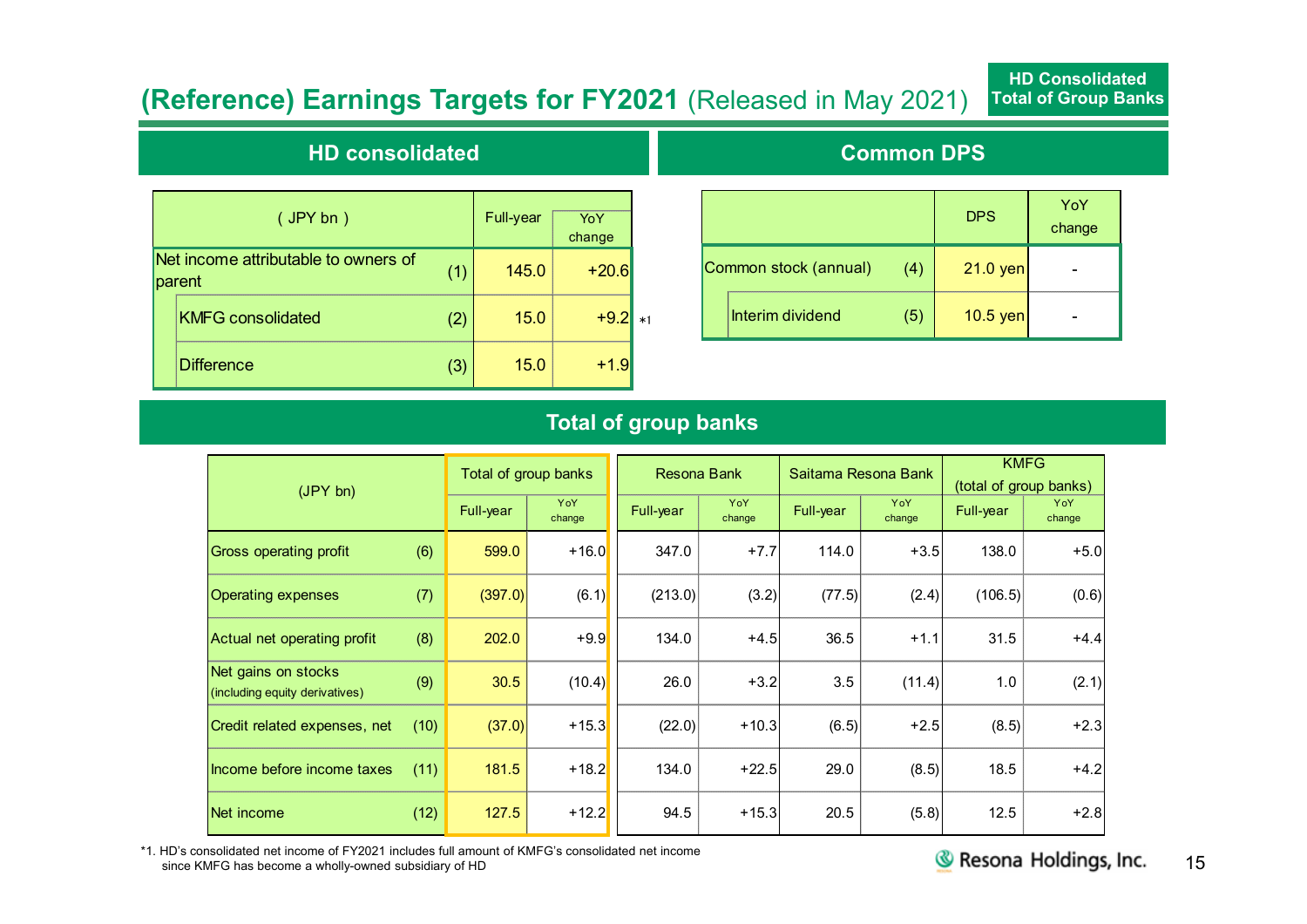# (Reference) Earnings Targets for FY2021 (Released in May 2021)

HD Consolidated
Total of Group Banks

## HD consolidated

| (JPY bn) | | Full-year | YoY change |
|---|---|---|---|
| Net income attributable to owners of parent | (1) | 145.0 | +20.6 |
| KMFG consolidated | (2) | 15.0 | +9.2 *1 |
| Difference | (3) | 15.0 | +1.9 |

## Common DPS

| | | DPS | YoY change |
|---|---|---|---|
| Common stock (annual) | (4) | 21.0 yen | - |
| Interim dividend | (5) | 10.5 yen | - |

## Total of group banks

| (JPY bn) | | Total of group banks | | Resona Bank | | Saitama Resona Bank | | KMFG (total of group banks) | |
|---|---|---|---|---|---|---|---|---|---|
| | | Full-year | YoY change | Full-year | YoY change | Full-year | YoY change | Full-year | YoY change |
| Gross operating profit | (6) | 599.0 | +16.0 | 347.0 | +7.7 | 114.0 | +3.5 | 138.0 | +5.0 |
| Operating expenses | (7) | (397.0) | (6.1) | (213.0) | (3.2) | (77.5) | (2.4) | (106.5) | (0.6) |
| Actual net operating profit | (8) | 202.0 | +9.9 | 134.0 | +4.5 | 36.5 | +1.1 | 31.5 | +4.4 |
| Net gains on stocks (including equity derivatives) | (9) | 30.5 | (10.4) | 26.0 | +3.2 | 3.5 | (11.4) | 1.0 | (2.1) |
| Credit related expenses, net | (10) | (37.0) | +15.3 | (22.0) | +10.3 | (6.5) | +2.5 | (8.5) | +2.3 |
| Income before income taxes | (11) | 181.5 | +18.2 | 134.0 | +22.5 | 29.0 | (8.5) | 18.5 | +4.2 |
| Net income | (12) | 127.5 | +12.2 | 94.5 | +15.3 | 20.5 | (5.8) | 12.5 | +2.8 |

*1. HD's consolidated net income of FY2021 includes full amount of KMFG's consolidated net income since KMFG has become a wholly-owned subsidiary of HD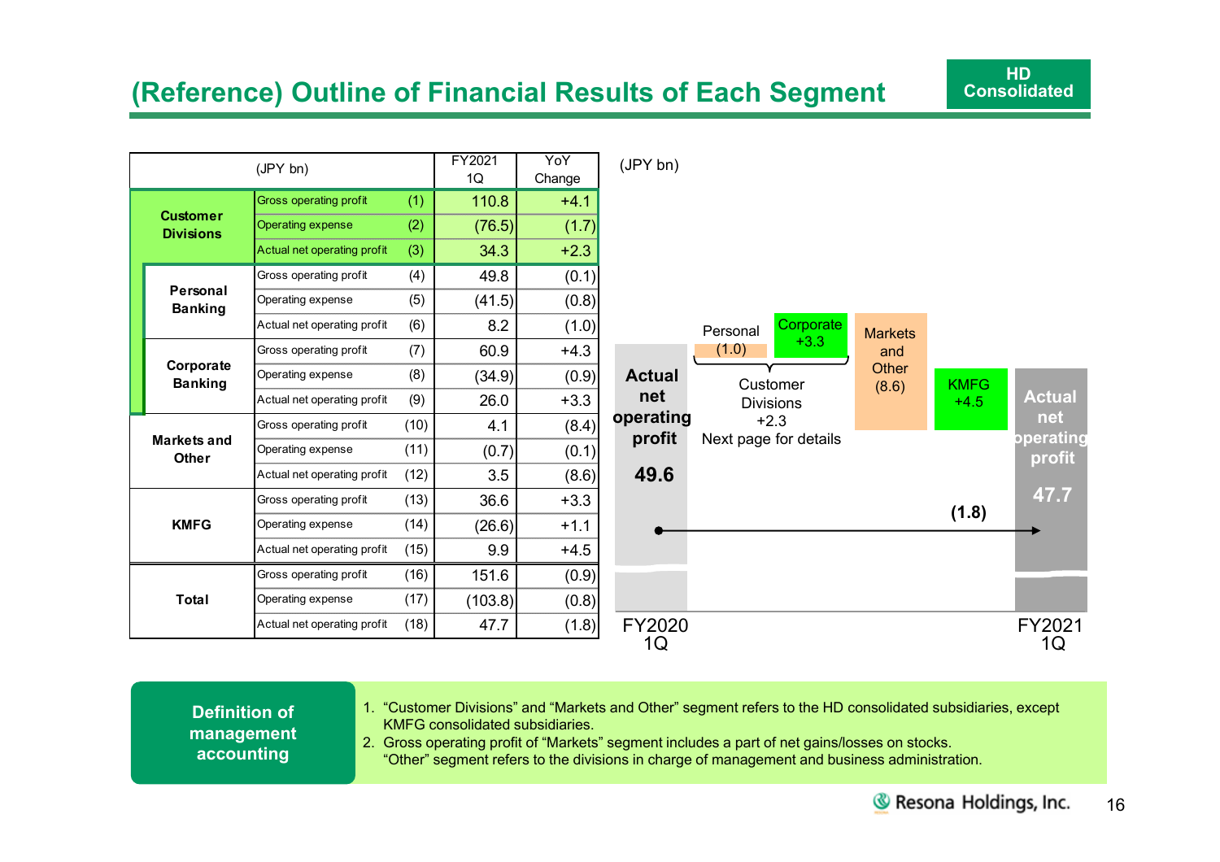# (Reference) Outline of Financial Results of Each Segment

HD Consolidated

| (JPY bn) | | | FY2021 1Q | YoY Change |
|---|---|---|---|---|
| Customer Divisions | Gross operating profit | (1) | 110.8 | +4.1 |
| | Operating expense | (2) | (76.5) | (1.7) |
| | Actual net operating profit | (3) | 34.3 | +2.3 |
| Personal Banking | Gross operating profit | (4) | 49.8 | (0.1) |
| | Operating expense | (5) | (41.5) | (0.8) |
| | Actual net operating profit | (6) | 8.2 | (1.0) |
| Corporate Banking | Gross operating profit | (7) | 60.9 | +4.3 |
| | Operating expense | (8) | (34.9) | (0.9) |
| | Actual net operating profit | (9) | 26.0 | +3.3 |
| Markets and Other | Gross operating profit | (10) | 4.1 | (8.4) |
| | Operating expense | (11) | (0.7) | (0.1) |
| | Actual net operating profit | (12) | 3.5 | (8.6) |
| KMFG | Gross operating profit | (13) | 36.6 | +3.3 |
| | Operating expense | (14) | (26.6) | +1.1 |
| | Actual net operating profit | (15) | 9.9 | +4.5 |
| Total | Gross operating profit | (16) | 151.6 | (0.9) |
| | Operating expense | (17) | (103.8) | (0.8) |
| | Actual net operating profit | (18) | 47.7 | (1.8) |

(JPY bn)

| | Actual net operating profit |
|---|---|
| FY2020 1Q | 49.6 |
| Personal | (1.0) |
| Corporate | +3.3 |
| Customer Divisions (Next page for details) | +2.3 |
| Markets and Other | (8.6) |
| KMFG | +4.5 |
| Change | (1.8) |
| FY2021 1Q | 47.7 |

**Definition of management accounting**

1. "Customer Divisions" and "Markets and Other" segment refers to the HD consolidated subsidiaries, except KMFG consolidated subsidiaries.
2. Gross operating profit of "Markets" segment includes a part of net gains/losses on stocks. "Other" segment refers to the divisions in charge of management and business administration.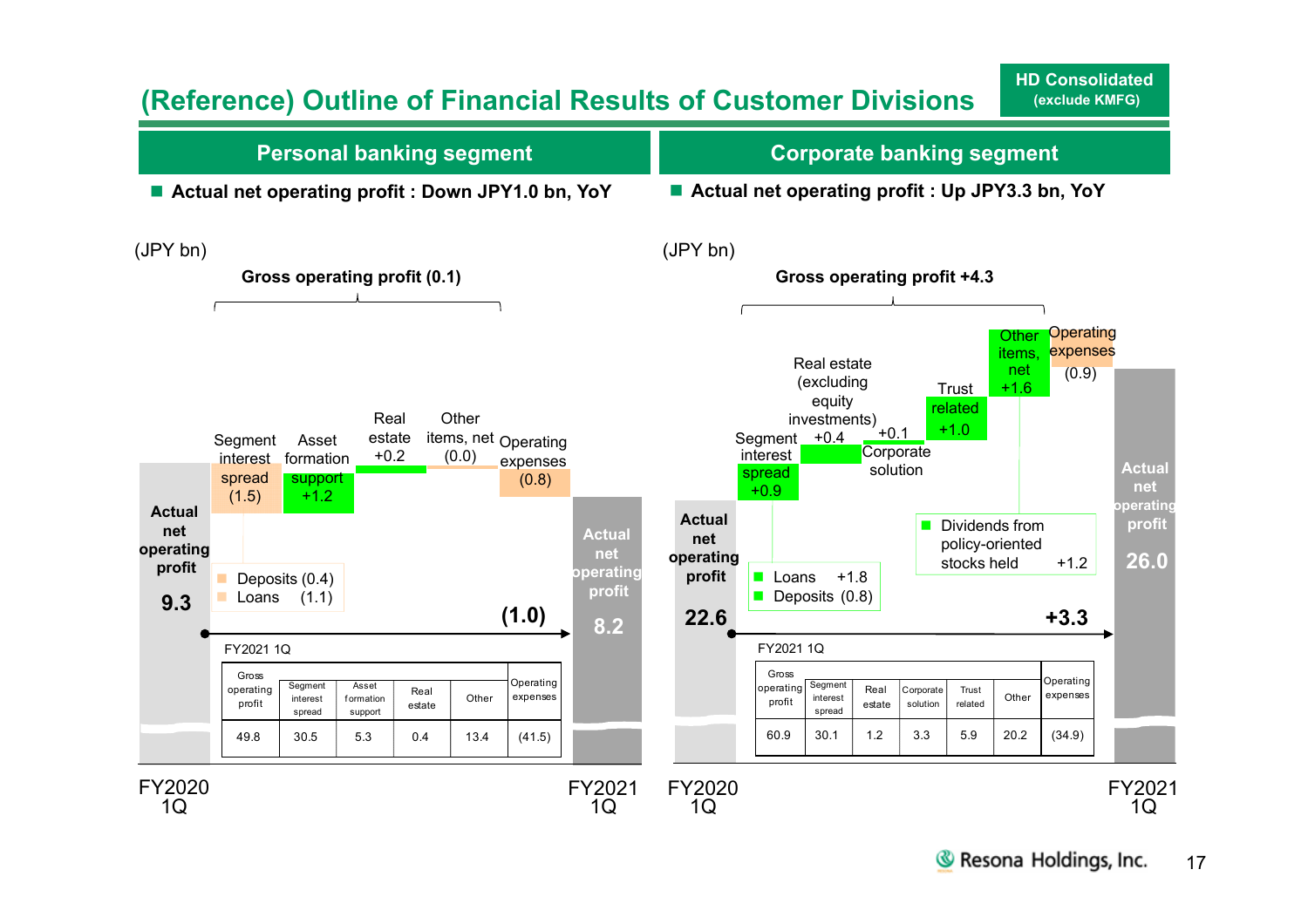# (Reference) Outline of Financial Results of Customer Divisions

HD Consolidated (exclude KMFG)

## Personal banking segment

■ **Actual net operating profit : Down JPY1.0 bn, YoY**

(JPY bn)

**Gross operating profit (0.1)**

- Actual net operating profit FY2020 1Q: **9.3**
- Segment interest spread (1.5)
  - Deposits (0.4)
  - Loans (1.1)
- Asset formation support +1.2
- Real estate +0.2
- Other items, net (0.0)
- Operating expenses (0.8)
- **(1.0)**
- Actual net operating profit FY2021 1Q: **8.2**

FY2021 1Q

| Gross operating profit | Segment interest spread | Asset formation support | Real estate | Other | Operating expenses |
|---|---|---|---|---|---|
| 49.8 | 30.5 | 5.3 | 0.4 | 13.4 | (41.5) |

## Corporate banking segment

■ **Actual net operating profit : Up JPY3.3 bn, YoY**

(JPY bn)

**Gross operating profit +4.3**

- Actual net operating profit FY2020 1Q: **22.6**
- Segment interest spread +0.9
  - Loans +1.8
  - Deposits (0.8)
- Real estate (excluding equity investments) +0.4
- Corporate solution +0.1
- Trust related +1.0
- Other items, net +1.6
  - Dividends from policy-oriented stocks held +1.2
- Operating expenses (0.9)
- **+3.3**
- Actual net operating profit FY2021 1Q: **26.0**

FY2021 1Q

| Gross operating profit | Segment interest spread | Real estate | Corporate solution | Trust related | Other | Operating expenses |
|---|---|---|---|---|---|---|
| 60.9 | 30.1 | 1.2 | 3.3 | 5.9 | 20.2 | (34.9) |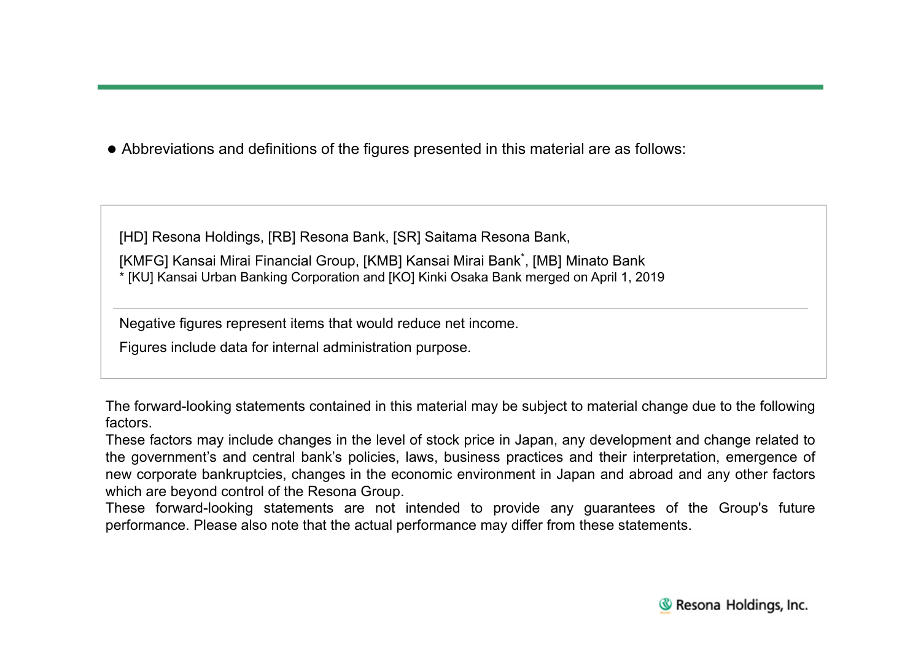- Abbreviations and definitions of the figures presented in this material are as follows:

[HD] Resona Holdings, [RB] Resona Bank, [SR] Saitama Resona Bank,

[KMFG] Kansai Mirai Financial Group, [KMB] Kansai Mirai Bank*, [MB] Minato Bank

* [KU] Kansai Urban Banking Corporation and [KO] Kinki Osaka Bank merged on April 1, 2019

---

Negative figures represent items that would reduce net income.

Figures include data for internal administration purpose.

The forward-looking statements contained in this material may be subject to material change due to the following factors.

These factors may include changes in the level of stock price in Japan, any development and change related to the government's and central bank's policies, laws, business practices and their interpretation, emergence of new corporate bankruptcies, changes in the economic environment in Japan and abroad and any other factors which are beyond control of the Resona Group.

These forward-looking statements are not intended to provide any guarantees of the Group's future performance. Please also note that the actual performance may differ from these statements.

Resona Holdings, Inc.